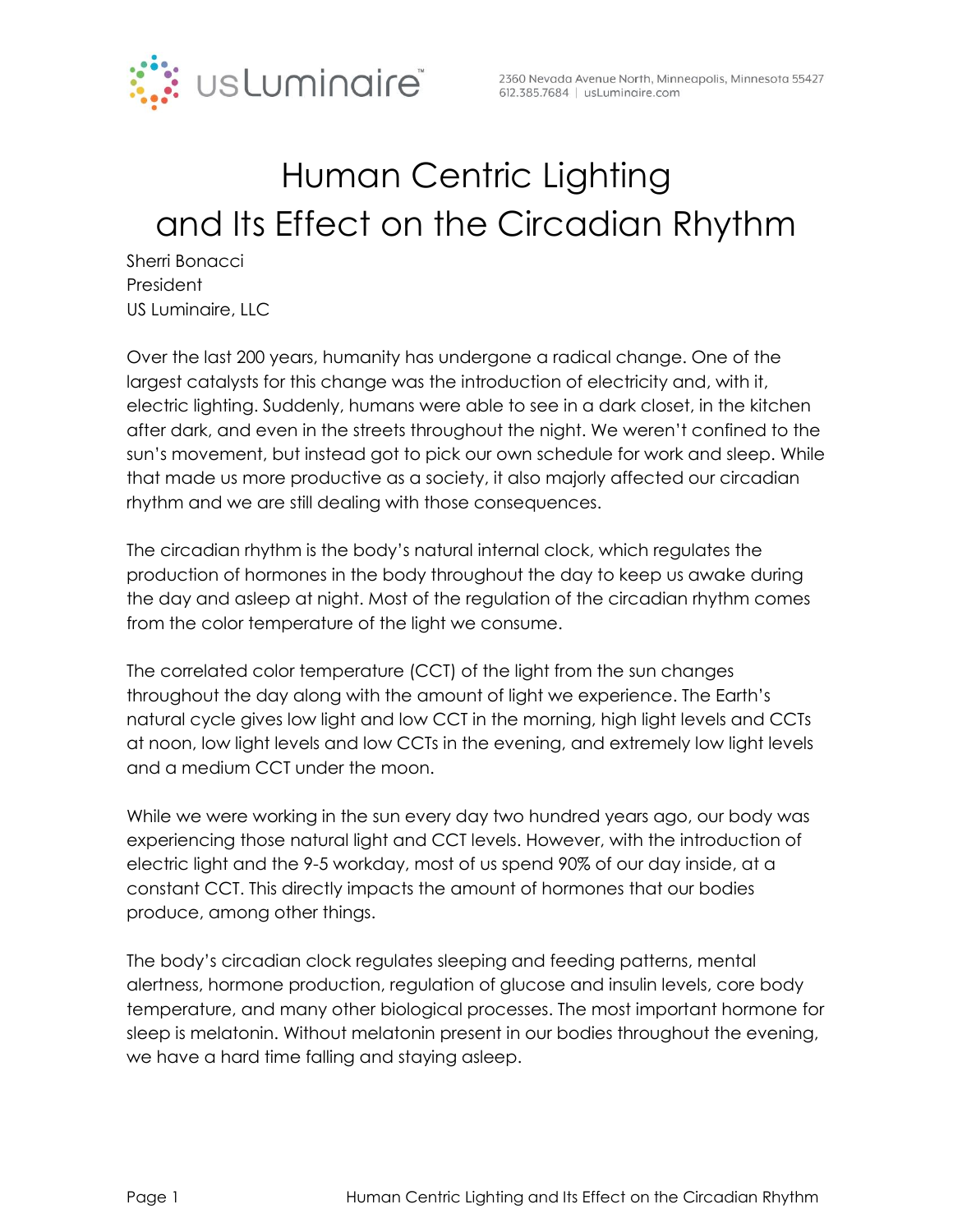# Human Centric Lighting and Its Effect on the Circadian Rhythm

Sherri Bonacci
President
US Luminaire, LLC

Over the last 200 years, humanity has undergone a radical change. One of the largest catalysts for this change was the introduction of electricity and, with it, electric lighting. Suddenly, humans were able to see in a dark closet, in the kitchen after dark, and even in the streets throughout the night. We weren't confined to the sun's movement, but instead got to pick our own schedule for work and sleep. While that made us more productive as a society, it also majorly affected our circadian rhythm and we are still dealing with those consequences.

The circadian rhythm is the body's natural internal clock, which regulates the production of hormones in the body throughout the day to keep us awake during the day and asleep at night. Most of the regulation of the circadian rhythm comes from the color temperature of the light we consume.

The correlated color temperature (CCT) of the light from the sun changes throughout the day along with the amount of light we experience. The Earth's natural cycle gives low light and low CCT in the morning, high light levels and CCTs at noon, low light levels and low CCTs in the evening, and extremely low light levels and a medium CCT under the moon.

While we were working in the sun every day two hundred years ago, our body was experiencing those natural light and CCT levels. However, with the introduction of electric light and the 9-5 workday, most of us spend 90% of our day inside, at a constant CCT. This directly impacts the amount of hormones that our bodies produce, among other things.

The body's circadian clock regulates sleeping and feeding patterns, mental alertness, hormone production, regulation of glucose and insulin levels, core body temperature, and many other biological processes. The most important hormone for sleep is melatonin. Without melatonin present in our bodies throughout the evening, we have a hard time falling and staying asleep.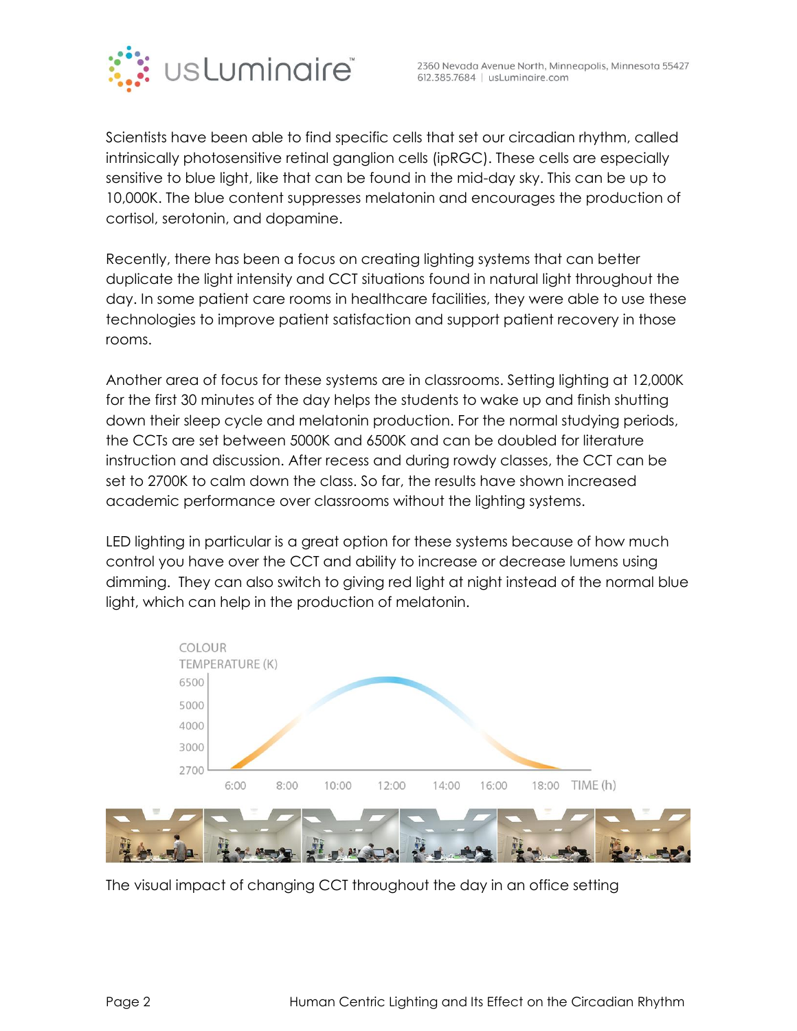Scientists have been able to find specific cells that set our circadian rhythm, called intrinsically photosensitive retinal ganglion cells (ipRGC). These cells are especially sensitive to blue light, like that can be found in the mid-day sky. This can be up to 10,000K. The blue content suppresses melatonin and encourages the production of cortisol, serotonin, and dopamine.

Recently, there has been a focus on creating lighting systems that can better duplicate the light intensity and CCT situations found in natural light throughout the day. In some patient care rooms in healthcare facilities, they were able to use these technologies to improve patient satisfaction and support patient recovery in those rooms.

Another area of focus for these systems are in classrooms. Setting lighting at 12,000K for the first 30 minutes of the day helps the students to wake up and finish shutting down their sleep cycle and melatonin production. For the normal studying periods, the CCTs are set between 5000K and 6500K and can be doubled for literature instruction and discussion. After recess and during rowdy classes, the CCT can be set to 2700K to calm down the class. So far, the results have shown increased academic performance over classrooms without the lighting systems.

LED lighting in particular is a great option for these systems because of how much control you have over the CCT and ability to increase or decrease lumens using dimming. They can also switch to giving red light at night instead of the normal blue light, which can help in the production of melatonin.

The visual impact of changing CCT throughout the day in an office setting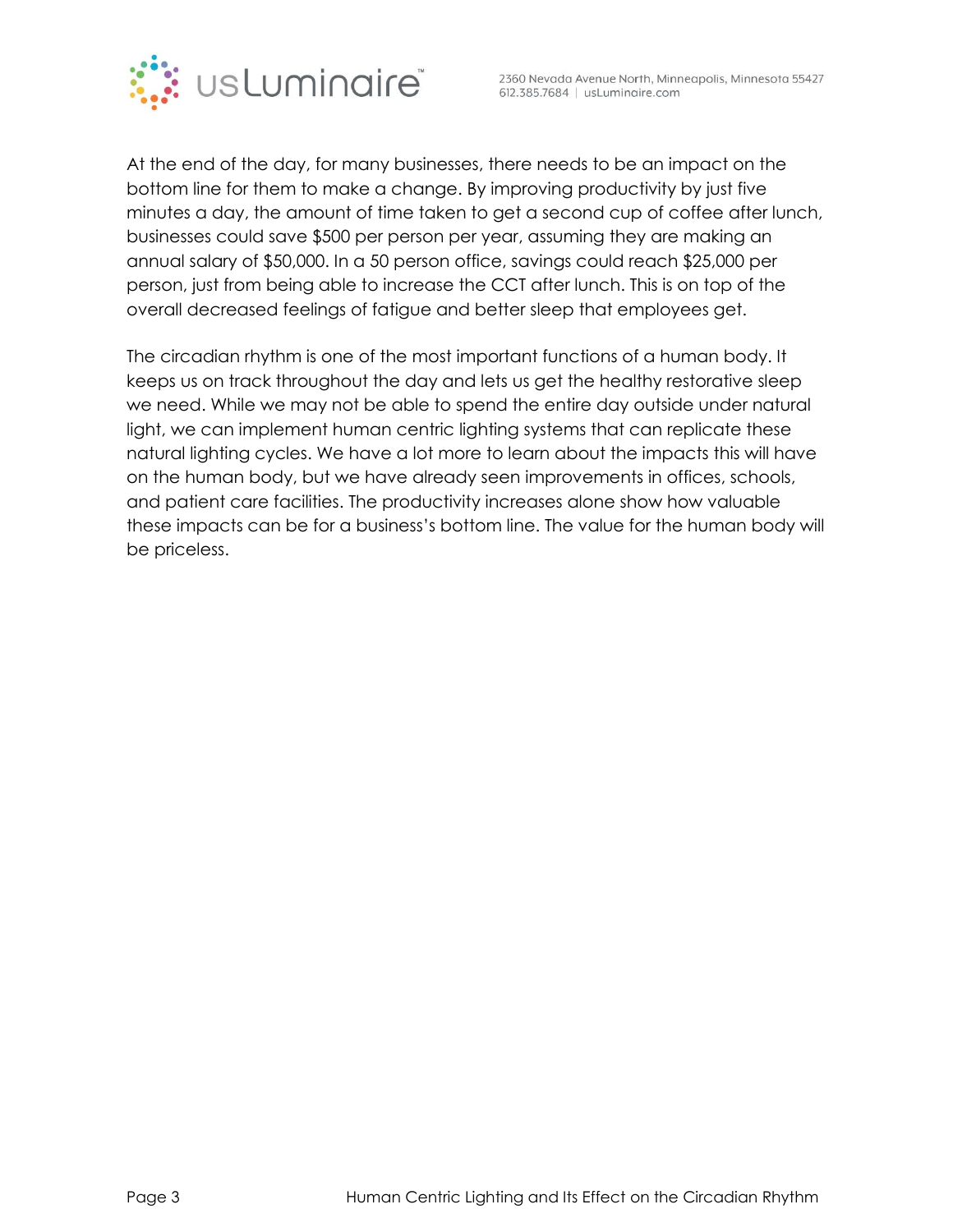At the end of the day, for many businesses, there needs to be an impact on the bottom line for them to make a change. By improving productivity by just five minutes a day, the amount of time taken to get a second cup of coffee after lunch, businesses could save $500 per person per year, assuming they are making an annual salary of $50,000. In a 50 person office, savings could reach $25,000 per person, just from being able to increase the CCT after lunch. This is on top of the overall decreased feelings of fatigue and better sleep that employees get.

The circadian rhythm is one of the most important functions of a human body. It keeps us on track throughout the day and lets us get the healthy restorative sleep we need. While we may not be able to spend the entire day outside under natural light, we can implement human centric lighting systems that can replicate these natural lighting cycles. We have a lot more to learn about the impacts this will have on the human body, but we have already seen improvements in offices, schools, and patient care facilities. The productivity increases alone show how valuable these impacts can be for a business's bottom line. The value for the human body will be priceless.